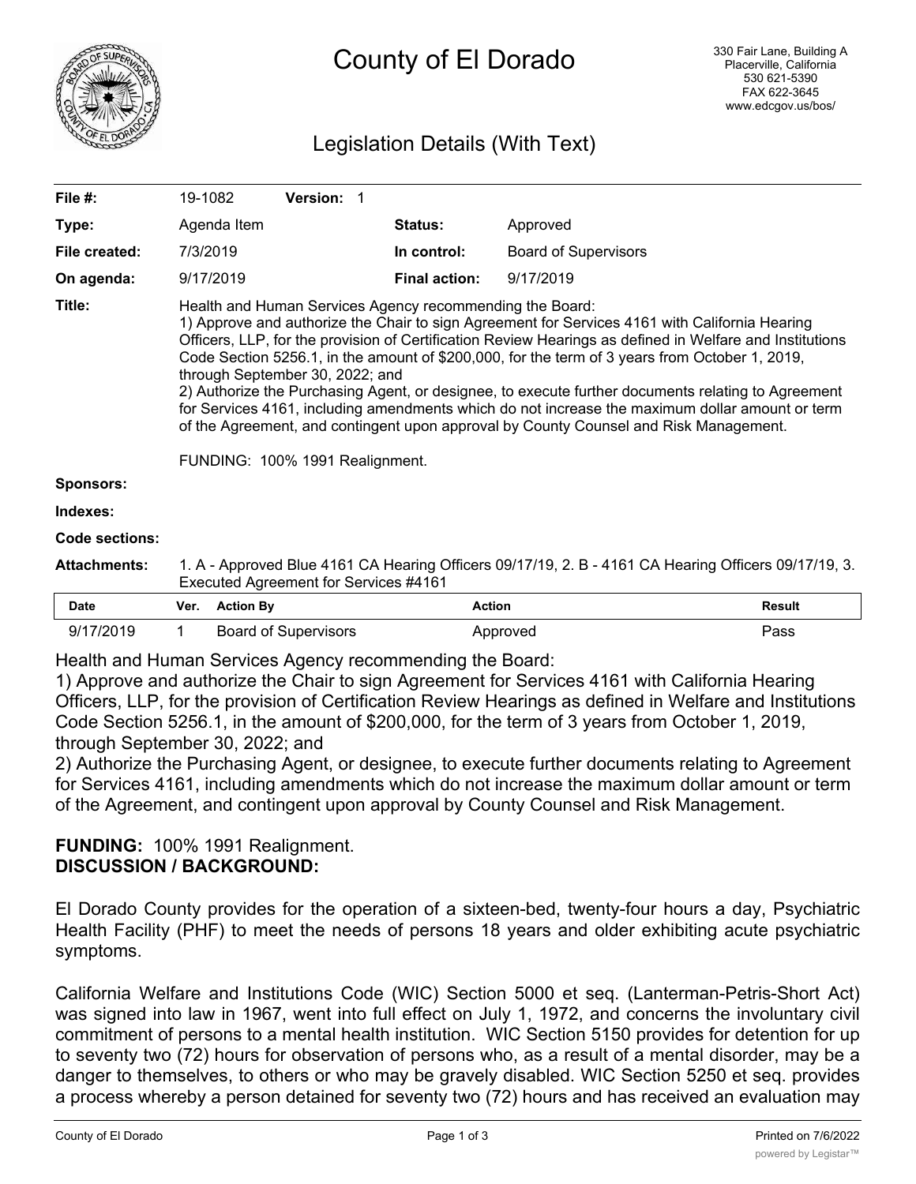# County of El Dorado

330 Fair Lane, Building A
Placerville, California
530 621-5390
FAX 622-3645
www.edcgov.us/bos/

## Legislation Details (With Text)

| | | | |
|---|---|---|---|
| **File #:** | 19-1082 **Version:** 1 | | |
| **Type:** | Agenda Item | **Status:** | Approved |
| **File created:** | 7/3/2019 | **In control:** | Board of Supervisors |
| **On agenda:** | 9/17/2019 | **Final action:** | 9/17/2019 |

**Title:** Health and Human Services Agency recommending the Board:
1) Approve and authorize the Chair to sign Agreement for Services 4161 with California Hearing Officers, LLP, for the provision of Certification Review Hearings as defined in Welfare and Institutions Code Section 5256.1, in the amount of $200,000, for the term of 3 years from October 1, 2019, through September 30, 2022; and
2) Authorize the Purchasing Agent, or designee, to execute further documents relating to Agreement for Services 4161, including amendments which do not increase the maximum dollar amount or term of the Agreement, and contingent upon approval by County Counsel and Risk Management.

FUNDING: 100% 1991 Realignment.

**Sponsors:**

**Indexes:**

**Code sections:**

**Attachments:** 1. A - Approved Blue 4161 CA Hearing Officers 09/17/19, 2. B - 4161 CA Hearing Officers 09/17/19, 3. Executed Agreement for Services #4161

| Date | Ver. | Action By | Action | Result |
|---|---|---|---|---|
| 9/17/2019 | 1 | Board of Supervisors | Approved | Pass |

Health and Human Services Agency recommending the Board:
1) Approve and authorize the Chair to sign Agreement for Services 4161 with California Hearing Officers, LLP, for the provision of Certification Review Hearings as defined in Welfare and Institutions Code Section 5256.1, in the amount of $200,000, for the term of 3 years from October 1, 2019, through September 30, 2022; and
2) Authorize the Purchasing Agent, or designee, to execute further documents relating to Agreement for Services 4161, including amendments which do not increase the maximum dollar amount or term of the Agreement, and contingent upon approval by County Counsel and Risk Management.

**FUNDING:** 100% 1991 Realignment.
**DISCUSSION / BACKGROUND:**

El Dorado County provides for the operation of a sixteen-bed, twenty-four hours a day, Psychiatric Health Facility (PHF) to meet the needs of persons 18 years and older exhibiting acute psychiatric symptoms.

California Welfare and Institutions Code (WIC) Section 5000 et seq. (Lanterman-Petris-Short Act) was signed into law in 1967, went into full effect on July 1, 1972, and concerns the involuntary civil commitment of persons to a mental health institution. WIC Section 5150 provides for detention for up to seventy two (72) hours for observation of persons who, as a result of a mental disorder, may be a danger to themselves, to others or who may be gravely disabled. WIC Section 5250 et seq. provides a process whereby a person detained for seventy two (72) hours and has received an evaluation may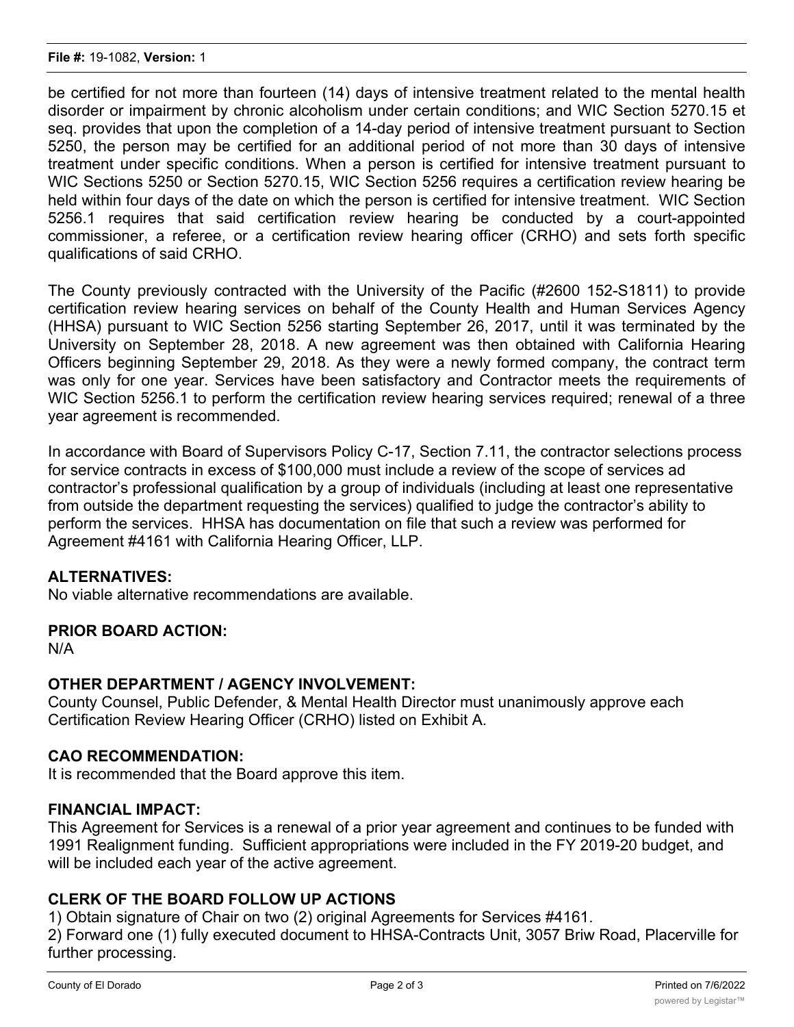be certified for not more than fourteen (14) days of intensive treatment related to the mental health disorder or impairment by chronic alcoholism under certain conditions; and WIC Section 5270.15 et seq. provides that upon the completion of a 14-day period of intensive treatment pursuant to Section 5250, the person may be certified for an additional period of not more than 30 days of intensive treatment under specific conditions. When a person is certified for intensive treatment pursuant to WIC Sections 5250 or Section 5270.15, WIC Section 5256 requires a certification review hearing be held within four days of the date on which the person is certified for intensive treatment. WIC Section 5256.1 requires that said certification review hearing be conducted by a court-appointed commissioner, a referee, or a certification review hearing officer (CRHO) and sets forth specific qualifications of said CRHO.

The County previously contracted with the University of the Pacific (#2600 152-S1811) to provide certification review hearing services on behalf of the County Health and Human Services Agency (HHSA) pursuant to WIC Section 5256 starting September 26, 2017, until it was terminated by the University on September 28, 2018. A new agreement was then obtained with California Hearing Officers beginning September 29, 2018. As they were a newly formed company, the contract term was only for one year. Services have been satisfactory and Contractor meets the requirements of WIC Section 5256.1 to perform the certification review hearing services required; renewal of a three year agreement is recommended.

In accordance with Board of Supervisors Policy C-17, Section 7.11, the contractor selections process for service contracts in excess of $100,000 must include a review of the scope of services ad contractor's professional qualification by a group of individuals (including at least one representative from outside the department requesting the services) qualified to judge the contractor's ability to perform the services. HHSA has documentation on file that such a review was performed for Agreement #4161 with California Hearing Officer, LLP.

**ALTERNATIVES:**
No viable alternative recommendations are available.

**PRIOR BOARD ACTION:**
N/A

**OTHER DEPARTMENT / AGENCY INVOLVEMENT:**
County Counsel, Public Defender, & Mental Health Director must unanimously approve each Certification Review Hearing Officer (CRHO) listed on Exhibit A.

**CAO RECOMMENDATION:**
It is recommended that the Board approve this item.

**FINANCIAL IMPACT:**
This Agreement for Services is a renewal of a prior year agreement and continues to be funded with 1991 Realignment funding. Sufficient appropriations were included in the FY 2019-20 budget, and will be included each year of the active agreement.

**CLERK OF THE BOARD FOLLOW UP ACTIONS**
1) Obtain signature of Chair on two (2) original Agreements for Services #4161.
2) Forward one (1) fully executed document to HHSA-Contracts Unit, 3057 Briw Road, Placerville for further processing.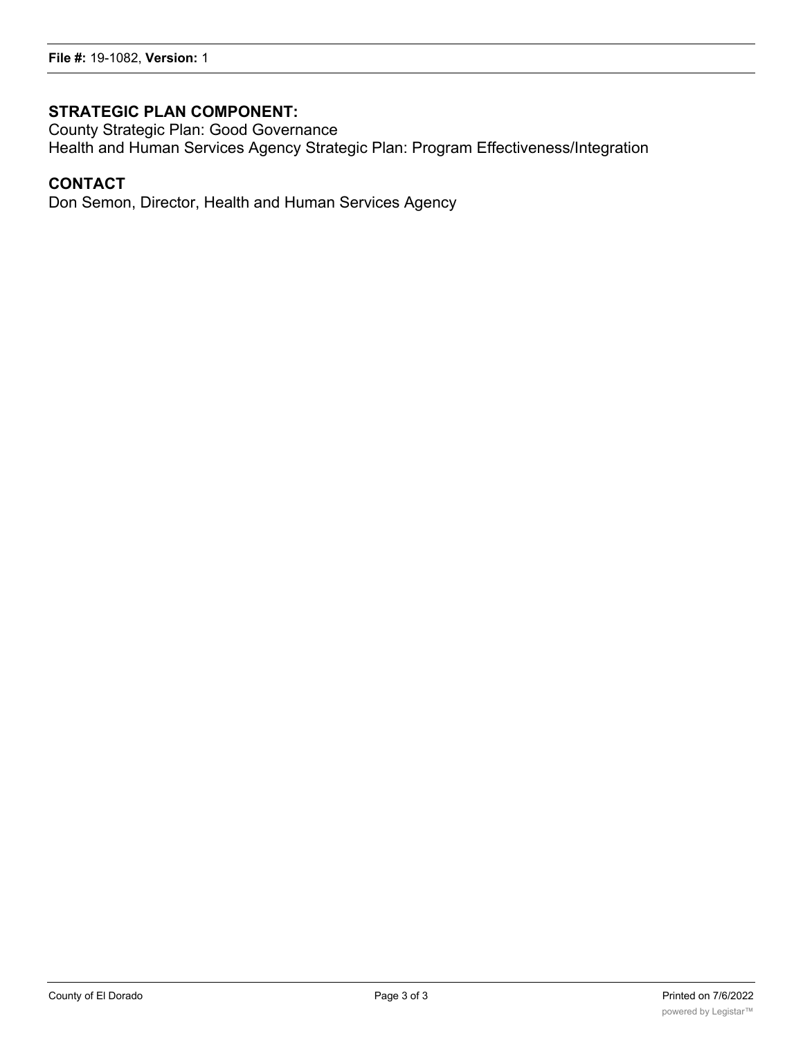**STRATEGIC PLAN COMPONENT:**
County Strategic Plan: Good Governance
Health and Human Services Agency Strategic Plan: Program Effectiveness/Integration

**CONTACT**
Don Semon, Director, Health and Human Services Agency